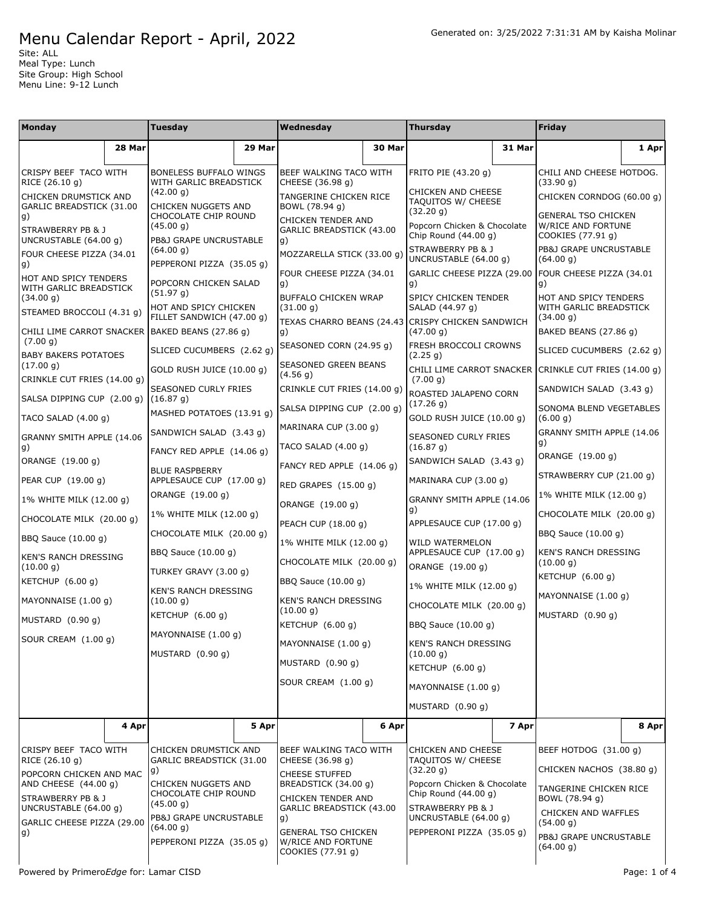# Menu Calendar Report - April, 2022

Generated on: 3/25/2022 7:31:31 AM by Kaisha Molinar

Site: ALL
Meal Type: Lunch
Site Group: High School
Menu Line: 9-12 Lunch

| Monday | Tuesday | Wednesday | Thursday | Friday |
|---|---|---|---|---|
| **28 Mar** | **29 Mar** | **30 Mar** | **31 Mar** | **1 Apr** |
| CRISPY BEEF TACO WITH RICE (26.10 g)<br>CHICKEN DRUMSTICK AND GARLIC BREADSTICK (31.00 g)<br>STRAWBERRY PB & J UNCRUSTABLE (64.00 g)<br>FOUR CHEESE PIZZA (34.01 g)<br>HOT AND SPICY TENDERS WITH GARLIC BREADSTICK (34.00 g)<br>STEAMED BROCCOLI (4.31 g)<br>CHILI LIME CARROT SNACKER (7.00 g)<br>BABY BAKERS POTATOES (17.00 g)<br>CRINKLE CUT FRIES (14.00 g)<br>SALSA DIPPING CUP (2.00 g)<br>TACO SALAD (4.00 g)<br>GRANNY SMITH APPLE (14.06 g)<br>ORANGE (19.00 g)<br>PEAR CUP (19.00 g)<br>1% WHITE MILK (12.00 g)<br>CHOCOLATE MILK (20.00 g)<br>BBQ Sauce (10.00 g)<br>KEN'S RANCH DRESSING (10.00 g)<br>KETCHUP (6.00 g)<br>MAYONNAISE (1.00 g)<br>MUSTARD (0.90 g)<br>SOUR CREAM (1.00 g) | BONELESS BUFFALO WINGS WITH GARLIC BREADSTICK (42.00 g)<br>CHICKEN NUGGETS AND CHOCOLATE CHIP ROUND (45.00 g)<br>PB&J GRAPE UNCRUSTABLE (64.00 g)<br>PEPPERONI PIZZA (35.05 g)<br>POPCORN CHICKEN SALAD (51.97 g)<br>HOT AND SPICY CHICKEN FILLET SANDWICH (47.00 g)<br>BAKED BEANS (27.86 g)<br>SLICED CUCUMBERS (2.62 g)<br>GOLD RUSH JUICE (10.00 g)<br>SEASONED CURLY FRIES (16.87 g)<br>MASHED POTATOES (13.91 g)<br>SANDWICH SALAD (3.43 g)<br>FANCY RED APPLE (14.06 g)<br>BLUE RASPBERRY APPLESAUCE CUP (17.00 g)<br>ORANGE (19.00 g)<br>1% WHITE MILK (12.00 g)<br>CHOCOLATE MILK (20.00 g)<br>BBQ Sauce (10.00 g)<br>TURKEY GRAVY (3.00 g)<br>KEN'S RANCH DRESSING (10.00 g)<br>KETCHUP (6.00 g)<br>MAYONNAISE (1.00 g)<br>MUSTARD (0.90 g) | BEEF WALKING TACO WITH CHEESE (36.98 g)<br>TANGERINE CHICKEN RICE BOWL (78.94 g)<br>CHICKEN TENDER AND GARLIC BREADSTICK (43.00 g)<br>MOZZARELLA STICK (33.00 g)<br>FOUR CHEESE PIZZA (34.01 g)<br>BUFFALO CHICKEN WRAP (31.00 g)<br>TEXAS CHARRO BEANS (24.43 g)<br>SEASONED CORN (24.95 g)<br>SEASONED GREEN BEANS (4.56 g)<br>CRINKLE CUT FRIES (14.00 g)<br>SALSA DIPPING CUP (2.00 g)<br>MARINARA CUP (3.00 g)<br>TACO SALAD (4.00 g)<br>FANCY RED APPLE (14.06 g)<br>RED GRAPES (15.00 g)<br>ORANGE (19.00 g)<br>PEACH CUP (18.00 g)<br>1% WHITE MILK (12.00 g)<br>CHOCOLATE MILK (20.00 g)<br>BBQ Sauce (10.00 g)<br>KEN'S RANCH DRESSING (10.00 g)<br>KETCHUP (6.00 g)<br>MAYONNAISE (1.00 g)<br>MUSTARD (0.90 g)<br>SOUR CREAM (1.00 g) | FRITO PIE (43.20 g)<br>CHICKEN AND CHEESE TAQUITOS W/ CHEESE (32.20 g)<br>Popcorn Chicken & Chocolate Chip Round (44.00 g)<br>STRAWBERRY PB & J UNCRUSTABLE (64.00 g)<br>GARLIC CHEESE PIZZA (29.00 g)<br>SPICY CHICKEN TENDER SALAD (44.97 g)<br>CRISPY CHICKEN SANDWICH (47.00 g)<br>FRESH BROCCOLI CROWNS (2.25 g)<br>CHILI LIME CARROT SNACKER (7.00 g)<br>ROASTED JALAPENO CORN (17.26 g)<br>GOLD RUSH JUICE (10.00 g)<br>SEASONED CURLY FRIES (16.87 g)<br>SANDWICH SALAD (3.43 g)<br>MARINARA CUP (3.00 g)<br>GRANNY SMITH APPLE (14.06 g)<br>APPLESAUCE CUP (17.00 g)<br>WILD WATERMELON APPLESAUCE CUP (17.00 g)<br>ORANGE (19.00 g)<br>1% WHITE MILK (12.00 g)<br>CHOCOLATE MILK (20.00 g)<br>BBQ Sauce (10.00 g)<br>KEN'S RANCH DRESSING (10.00 g)<br>KETCHUP (6.00 g)<br>MAYONNAISE (1.00 g)<br>MUSTARD (0.90 g) | CHILI AND CHEESE HOTDOG. (33.90 g)<br>CHICKEN CORNDOG (60.00 g)<br>GENERAL TSO CHICKEN W/RICE AND FORTUNE COOKIES (77.91 g)<br>PB&J GRAPE UNCRUSTABLE (64.00 g)<br>FOUR CHEESE PIZZA (34.01 g)<br>HOT AND SPICY TENDERS WITH GARLIC BREADSTICK (34.00 g)<br>BAKED BEANS (27.86 g)<br>SLICED CUCUMBERS (2.62 g)<br>CRINKLE CUT FRIES (14.00 g)<br>SANDWICH SALAD (3.43 g)<br>SONOMA BLEND VEGETABLES (6.00 g)<br>GRANNY SMITH APPLE (14.06 g)<br>ORANGE (19.00 g)<br>STRAWBERRY CUP (21.00 g)<br>1% WHITE MILK (12.00 g)<br>CHOCOLATE MILK (20.00 g)<br>BBQ Sauce (10.00 g)<br>KEN'S RANCH DRESSING (10.00 g)<br>KETCHUP (6.00 g)<br>MAYONNAISE (1.00 g)<br>MUSTARD (0.90 g) |
| **4 Apr** | **5 Apr** | **6 Apr** | **7 Apr** | **8 Apr** |
| CRISPY BEEF TACO WITH RICE (26.10 g)<br>POPCORN CHICKEN AND MAC AND CHEESE (44.00 g)<br>STRAWBERRY PB & J UNCRUSTABLE (64.00 g)<br>GARLIC CHEESE PIZZA (29.00 g) | CHICKEN DRUMSTICK AND GARLIC BREADSTICK (31.00 g)<br>CHICKEN NUGGETS AND CHOCOLATE CHIP ROUND (45.00 g)<br>PB&J GRAPE UNCRUSTABLE (64.00 g)<br>PEPPERONI PIZZA (35.05 g) | BEEF WALKING TACO WITH CHEESE (36.98 g)<br>CHEESE STUFFED BREADSTICK (34.00 g)<br>CHICKEN TENDER AND GARLIC BREADSTICK (43.00 g)<br>GENERAL TSO CHICKEN W/RICE AND FORTUNE COOKIES (77.91 g) | CHICKEN AND CHEESE TAQUITOS W/ CHEESE (32.20 g)<br>Popcorn Chicken & Chocolate Chip Round (44.00 g)<br>STRAWBERRY PB & J UNCRUSTABLE (64.00 g)<br>PEPPERONI PIZZA (35.05 g) | BEEF HOTDOG (31.00 g)<br>CHICKEN NACHOS (38.80 g)<br>TANGERINE CHICKEN RICE BOWL (78.94 g)<br>CHICKEN AND WAFFLES (54.00 g)<br>PB&J GRAPE UNCRUSTABLE (64.00 g) |

Powered by Primero*Edge* for: Lamar CISD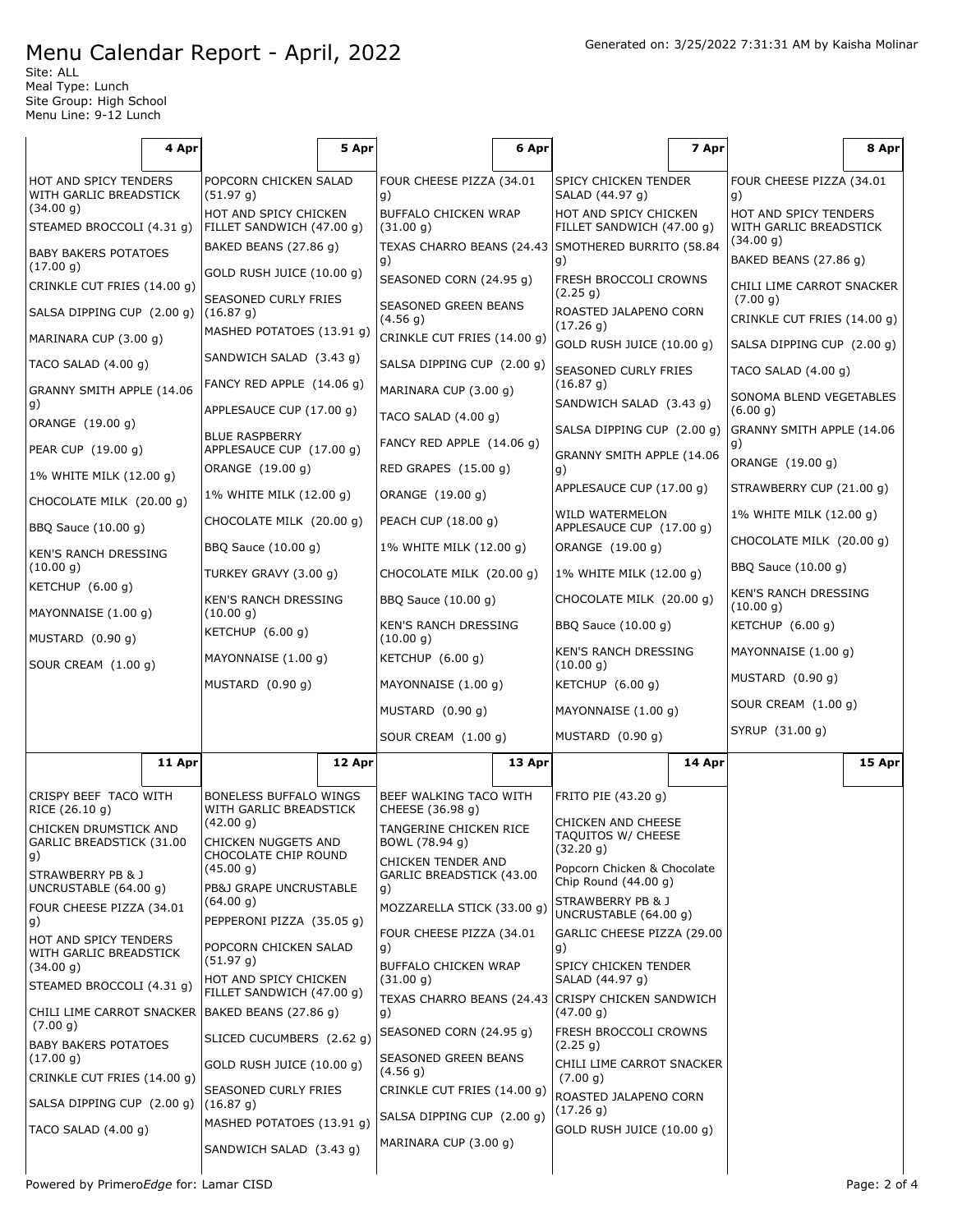# Menu Calendar Report - April, 2022

Generated on: 3/25/2022 7:31:31 AM by Kaisha Molinar

Site: ALL
Meal Type: Lunch
Site Group: High School
Menu Line: 9-12 Lunch

| 4 Apr | 5 Apr | 6 Apr | 7 Apr | 8 Apr |
|---|---|---|---|---|
| HOT AND SPICY TENDERS WITH GARLIC BREADSTICK (34.00 g)<br>STEAMED BROCCOLI (4.31 g)<br>BABY BAKERS POTATOES (17.00 g)<br>CRINKLE CUT FRIES (14.00 g)<br>SALSA DIPPING CUP (2.00 g)<br>MARINARA CUP (3.00 g)<br>TACO SALAD (4.00 g)<br>GRANNY SMITH APPLE (14.06 g)<br>ORANGE (19.00 g)<br>PEAR CUP (19.00 g)<br>1% WHITE MILK (12.00 g)<br>CHOCOLATE MILK (20.00 g)<br>BBQ Sauce (10.00 g)<br>KEN'S RANCH DRESSING (10.00 g)<br>KETCHUP (6.00 g)<br>MAYONNAISE (1.00 g)<br>MUSTARD (0.90 g)<br>SOUR CREAM (1.00 g) | POPCORN CHICKEN SALAD (51.97 g)<br>HOT AND SPICY CHICKEN FILLET SANDWICH (47.00 g)<br>BAKED BEANS (27.86 g)<br>GOLD RUSH JUICE (10.00 g)<br>SEASONED CURLY FRIES (16.87 g)<br>MASHED POTATOES (13.91 g)<br>SANDWICH SALAD (3.43 g)<br>FANCY RED APPLE (14.06 g)<br>APPLESAUCE CUP (17.00 g)<br>BLUE RASPBERRY APPLESAUCE CUP (17.00 g)<br>ORANGE (19.00 g)<br>1% WHITE MILK (12.00 g)<br>CHOCOLATE MILK (20.00 g)<br>BBQ Sauce (10.00 g)<br>TURKEY GRAVY (3.00 g)<br>KEN'S RANCH DRESSING (10.00 g)<br>KETCHUP (6.00 g)<br>MAYONNAISE (1.00 g)<br>MUSTARD (0.90 g) | FOUR CHEESE PIZZA (34.01 g)<br>BUFFALO CHICKEN WRAP (31.00 g)<br>TEXAS CHARRO BEANS (24.43 g)<br>SEASONED CORN (24.95 g)<br>SEASONED GREEN BEANS (4.56 g)<br>CRINKLE CUT FRIES (14.00 g)<br>SALSA DIPPING CUP (2.00 g)<br>MARINARA CUP (3.00 g)<br>TACO SALAD (4.00 g)<br>FANCY RED APPLE (14.06 g)<br>RED GRAPES (15.00 g)<br>ORANGE (19.00 g)<br>PEACH CUP (18.00 g)<br>1% WHITE MILK (12.00 g)<br>CHOCOLATE MILK (20.00 g)<br>BBQ Sauce (10.00 g)<br>KEN'S RANCH DRESSING (10.00 g)<br>KETCHUP (6.00 g)<br>MAYONNAISE (1.00 g)<br>MUSTARD (0.90 g)<br>SOUR CREAM (1.00 g) | SPICY CHICKEN TENDER SALAD (44.97 g)<br>HOT AND SPICY CHICKEN FILLET SANDWICH (47.00 g)<br>SMOTHERED BURRITO (58.84 g)<br>FRESH BROCCOLI CROWNS (2.25 g)<br>ROASTED JALAPENO CORN (17.26 g)<br>GOLD RUSH JUICE (10.00 g)<br>SEASONED CURLY FRIES (16.87 g)<br>SANDWICH SALAD (3.43 g)<br>SALSA DIPPING CUP (2.00 g)<br>GRANNY SMITH APPLE (14.06 g)<br>APPLESAUCE CUP (17.00 g)<br>WILD WATERMELON APPLESAUCE CUP (17.00 g)<br>ORANGE (19.00 g)<br>1% WHITE MILK (12.00 g)<br>CHOCOLATE MILK (20.00 g)<br>BBQ Sauce (10.00 g)<br>KEN'S RANCH DRESSING (10.00 g)<br>KETCHUP (6.00 g)<br>MAYONNAISE (1.00 g)<br>MUSTARD (0.90 g) | FOUR CHEESE PIZZA (34.01 g)<br>HOT AND SPICY TENDERS WITH GARLIC BREADSTICK (34.00 g)<br>BAKED BEANS (27.86 g)<br>CHILI LIME CARROT SNACKER (7.00 g)<br>CRINKLE CUT FRIES (14.00 g)<br>SALSA DIPPING CUP (2.00 g)<br>TACO SALAD (4.00 g)<br>SONOMA BLEND VEGETABLES (6.00 g)<br>GRANNY SMITH APPLE (14.06 g)<br>ORANGE (19.00 g)<br>STRAWBERRY CUP (21.00 g)<br>1% WHITE MILK (12.00 g)<br>CHOCOLATE MILK (20.00 g)<br>BBQ Sauce (10.00 g)<br>KEN'S RANCH DRESSING (10.00 g)<br>KETCHUP (6.00 g)<br>MAYONNAISE (1.00 g)<br>MUSTARD (0.90 g)<br>SOUR CREAM (1.00 g)<br>SYRUP (31.00 g) |

| 11 Apr | 12 Apr | 13 Apr | 14 Apr | 15 Apr |
|---|---|---|---|---|
| CRISPY BEEF TACO WITH RICE (26.10 g)<br>CHICKEN DRUMSTICK AND GARLIC BREADSTICK (31.00 g)<br>STRAWBERRY PB & J UNCRUSTABLE (64.00 g)<br>FOUR CHEESE PIZZA (34.01 g)<br>HOT AND SPICY TENDERS WITH GARLIC BREADSTICK (34.00 g)<br>STEAMED BROCCOLI (4.31 g)<br>CHILI LIME CARROT SNACKER (7.00 g)<br>BABY BAKERS POTATOES (17.00 g)<br>CRINKLE CUT FRIES (14.00 g)<br>SALSA DIPPING CUP (2.00 g)<br>TACO SALAD (4.00 g) | BONELESS BUFFALO WINGS WITH GARLIC BREADSTICK (42.00 g)<br>CHICKEN NUGGETS AND CHOCOLATE CHIP ROUND (45.00 g)<br>PB&J GRAPE UNCRUSTABLE (64.00 g)<br>PEPPERONI PIZZA (35.05 g)<br>POPCORN CHICKEN SALAD (51.97 g)<br>HOT AND SPICY CHICKEN FILLET SANDWICH (47.00 g)<br>BAKED BEANS (27.86 g)<br>SLICED CUCUMBERS (2.62 g)<br>GOLD RUSH JUICE (10.00 g)<br>SEASONED CURLY FRIES (16.87 g)<br>MASHED POTATOES (13.91 g)<br>SANDWICH SALAD (3.43 g) | BEEF WALKING TACO WITH CHEESE (36.98 g)<br>TANGERINE CHICKEN RICE BOWL (78.94 g)<br>CHICKEN TENDER AND GARLIC BREADSTICK (43.00 g)<br>MOZZARELLA STICK (33.00 g)<br>FOUR CHEESE PIZZA (34.01 g)<br>BUFFALO CHICKEN WRAP (31.00 g)<br>TEXAS CHARRO BEANS (24.43 g)<br>SEASONED CORN (24.95 g)<br>SEASONED GREEN BEANS (4.56 g)<br>CRINKLE CUT FRIES (14.00 g)<br>SALSA DIPPING CUP (2.00 g)<br>MARINARA CUP (3.00 g) | FRITO PIE (43.20 g)<br>CHICKEN AND CHEESE TAQUITOS W/ CHEESE (32.20 g)<br>Popcorn Chicken & Chocolate Chip Round (44.00 g)<br>STRAWBERRY PB & J UNCRUSTABLE (64.00 g)<br>GARLIC CHEESE PIZZA (29.00 g)<br>SPICY CHICKEN TENDER SALAD (44.97 g)<br>CRISPY CHICKEN SANDWICH (47.00 g)<br>FRESH BROCCOLI CROWNS (2.25 g)<br>CHILI LIME CARROT SNACKER (7.00 g)<br>ROASTED JALAPENO CORN (17.26 g)<br>GOLD RUSH JUICE (10.00 g) | |

Powered by PrimeroEdge for: Lamar CISD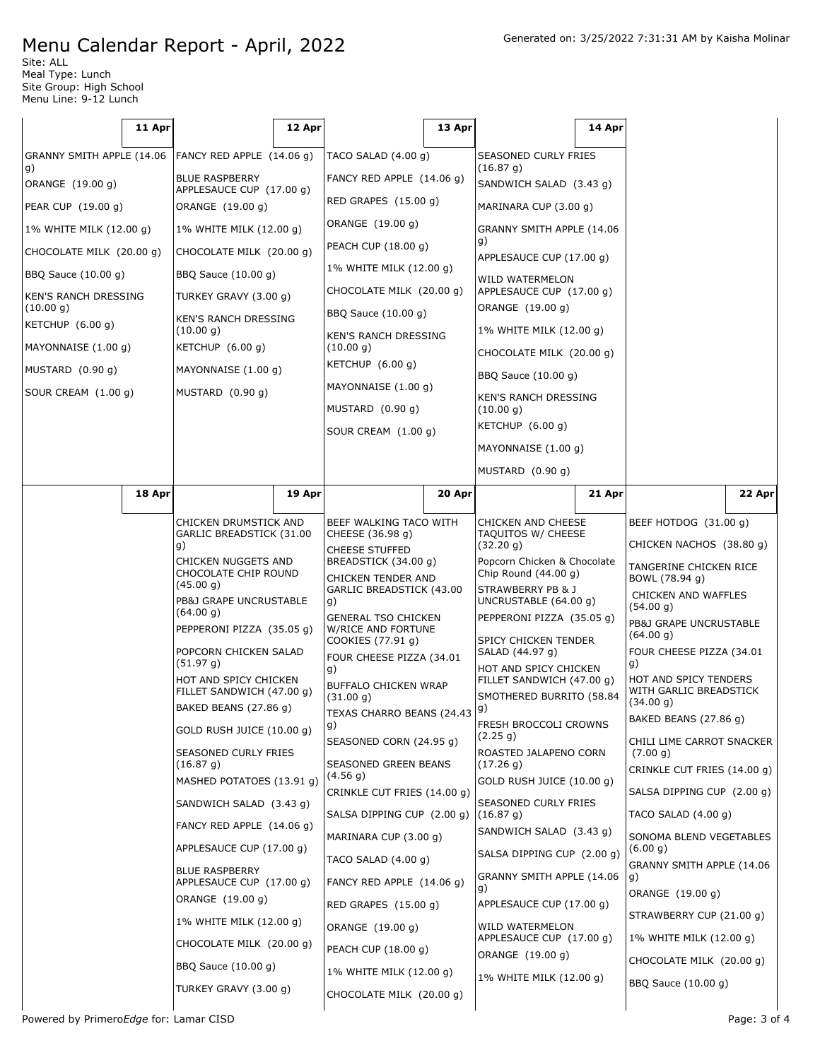# Menu Calendar Report - April, 2022

Generated on: 3/25/2022 7:31:31 AM by Kaisha Molinar

Site: ALL
Meal Type: Lunch
Site Group: High School
Menu Line: 9-12 Lunch

| 11 Apr | 12 Apr | 13 Apr | 14 Apr | |
|---|---|---|---|---|
| GRANNY SMITH APPLE (14.06 g)<br>ORANGE (19.00 g)<br>PEAR CUP (19.00 g)<br>1% WHITE MILK (12.00 g)<br>CHOCOLATE MILK (20.00 g)<br>BBQ Sauce (10.00 g)<br>KEN'S RANCH DRESSING (10.00 g)<br>KETCHUP (6.00 g)<br>MAYONNAISE (1.00 g)<br>MUSTARD (0.90 g)<br>SOUR CREAM (1.00 g) | FANCY RED APPLE (14.06 g)<br>BLUE RASPBERRY APPLESAUCE CUP (17.00 g)<br>ORANGE (19.00 g)<br>1% WHITE MILK (12.00 g)<br>CHOCOLATE MILK (20.00 g)<br>BBQ Sauce (10.00 g)<br>TURKEY GRAVY (3.00 g)<br>KEN'S RANCH DRESSING (10.00 g)<br>KETCHUP (6.00 g)<br>MAYONNAISE (1.00 g)<br>MUSTARD (0.90 g) | TACO SALAD (4.00 g)<br>FANCY RED APPLE (14.06 g)<br>RED GRAPES (15.00 g)<br>ORANGE (19.00 g)<br>PEACH CUP (18.00 g)<br>1% WHITE MILK (12.00 g)<br>CHOCOLATE MILK (20.00 g)<br>BBQ Sauce (10.00 g)<br>KEN'S RANCH DRESSING (10.00 g)<br>KETCHUP (6.00 g)<br>MAYONNAISE (1.00 g)<br>MUSTARD (0.90 g)<br>SOUR CREAM (1.00 g) | SEASONED CURLY FRIES (16.87 g)<br>SANDWICH SALAD (3.43 g)<br>MARINARA CUP (3.00 g)<br>GRANNY SMITH APPLE (14.06 g)<br>APPLESAUCE CUP (17.00 g)<br>WILD WATERMELON APPLESAUCE CUP (17.00 g)<br>ORANGE (19.00 g)<br>1% WHITE MILK (12.00 g)<br>CHOCOLATE MILK (20.00 g)<br>BBQ Sauce (10.00 g)<br>KEN'S RANCH DRESSING (10.00 g)<br>KETCHUP (6.00 g)<br>MAYONNAISE (1.00 g)<br>MUSTARD (0.90 g) | |

| 18 Apr | 19 Apr | 20 Apr | 21 Apr | 22 Apr |
|---|---|---|---|---|
| | CHICKEN DRUMSTICK AND GARLIC BREADSTICK (31.00 g)<br>CHICKEN NUGGETS AND CHOCOLATE CHIP ROUND (45.00 g)<br>PB&J GRAPE UNCRUSTABLE (64.00 g)<br>PEPPERONI PIZZA (35.05 g)<br>POPCORN CHICKEN SALAD (51.97 g)<br>HOT AND SPICY CHICKEN FILLET SANDWICH (47.00 g)<br>BAKED BEANS (27.86 g)<br>GOLD RUSH JUICE (10.00 g)<br>SEASONED CURLY FRIES (16.87 g)<br>MASHED POTATOES (13.91 g)<br>SANDWICH SALAD (3.43 g)<br>FANCY RED APPLE (14.06 g)<br>APPLESAUCE CUP (17.00 g)<br>BLUE RASPBERRY APPLESAUCE CUP (17.00 g)<br>ORANGE (19.00 g)<br>1% WHITE MILK (12.00 g)<br>CHOCOLATE MILK (20.00 g)<br>BBQ Sauce (10.00 g)<br>TURKEY GRAVY (3.00 g) | BEEF WALKING TACO WITH CHEESE (36.98 g)<br>CHEESE STUFFED BREADSTICK (34.00 g)<br>CHICKEN TENDER AND GARLIC BREADSTICK (43.00 g)<br>GENERAL TSO CHICKEN W/RICE AND FORTUNE COOKIES (77.91 g)<br>FOUR CHEESE PIZZA (34.01 g)<br>BUFFALO CHICKEN WRAP (31.00 g)<br>TEXAS CHARRO BEANS (24.43 g)<br>SEASONED CORN (24.95 g)<br>SEASONED GREEN BEANS (4.56 g)<br>CRINKLE CUT FRIES (14.00 g)<br>SALSA DIPPING CUP (2.00 g)<br>MARINARA CUP (3.00 g)<br>TACO SALAD (4.00 g)<br>FANCY RED APPLE (14.06 g)<br>RED GRAPES (15.00 g)<br>ORANGE (19.00 g)<br>PEACH CUP (18.00 g)<br>1% WHITE MILK (12.00 g)<br>CHOCOLATE MILK (20.00 g) | CHICKEN AND CHEESE TAQUITOS W/ CHEESE (32.20 g)<br>Popcorn Chicken & Chocolate Chip Round (44.00 g)<br>STRAWBERRY PB & J UNCRUSTABLE (64.00 g)<br>PEPPERONI PIZZA (35.05 g)<br>SPICY CHICKEN TENDER SALAD (44.97 g)<br>HOT AND SPICY CHICKEN FILLET SANDWICH (47.00 g)<br>SMOTHERED BURRITO (58.84 g)<br>FRESH BROCCOLI CROWNS (2.25 g)<br>ROASTED JALAPENO CORN (17.26 g)<br>GOLD RUSH JUICE (10.00 g)<br>SEASONED CURLY FRIES (16.87 g)<br>SANDWICH SALAD (3.43 g)<br>SALSA DIPPING CUP (2.00 g)<br>GRANNY SMITH APPLE (14.06 g)<br>APPLESAUCE CUP (17.00 g)<br>WILD WATERMELON APPLESAUCE CUP (17.00 g)<br>ORANGE (19.00 g)<br>1% WHITE MILK (12.00 g) | BEEF HOTDOG (31.00 g)<br>CHICKEN NACHOS (38.80 g)<br>TANGERINE CHICKEN RICE BOWL (78.94 g)<br>CHICKEN AND WAFFLES (54.00 g)<br>PB&J GRAPE UNCRUSTABLE (64.00 g)<br>FOUR CHEESE PIZZA (34.01 g)<br>HOT AND SPICY TENDERS WITH GARLIC BREADSTICK (34.00 g)<br>BAKED BEANS (27.86 g)<br>CHILI LIME CARROT SNACKER (7.00 g)<br>CRINKLE CUT FRIES (14.00 g)<br>SALSA DIPPING CUP (2.00 g)<br>TACO SALAD (4.00 g)<br>SONOMA BLEND VEGETABLES (6.00 g)<br>GRANNY SMITH APPLE (14.06 g)<br>ORANGE (19.00 g)<br>STRAWBERRY CUP (21.00 g)<br>1% WHITE MILK (12.00 g)<br>CHOCOLATE MILK (20.00 g)<br>BBQ Sauce (10.00 g) |

Powered by Primero*Edge* for: Lamar CISD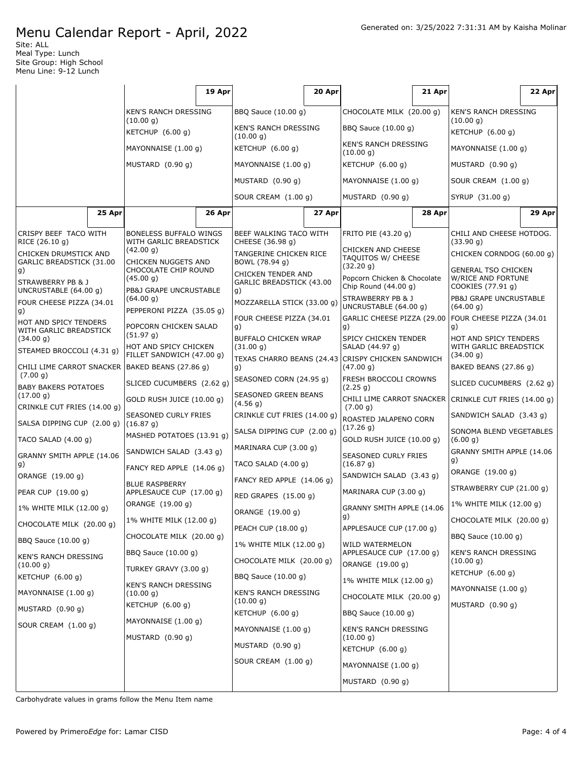# Menu Calendar Report - April, 2022

Generated on: 3/25/2022 7:31:31 AM by Kaisha Molinar

Site: ALL
Meal Type: Lunch
Site Group: High School
Menu Line: 9-12 Lunch

| | 19 Apr | 20 Apr | 21 Apr | 22 Apr |
|---|---|---|---|---|
| | KEN'S RANCH DRESSING (10.00 g)<br>KETCHUP (6.00 g)<br>MAYONNAISE (1.00 g)<br>MUSTARD (0.90 g) | BBQ Sauce (10.00 g)<br>KEN'S RANCH DRESSING (10.00 g)<br>KETCHUP (6.00 g)<br>MAYONNAISE (1.00 g)<br>MUSTARD (0.90 g)<br>SOUR CREAM (1.00 g) | CHOCOLATE MILK (20.00 g)<br>BBQ Sauce (10.00 g)<br>KEN'S RANCH DRESSING (10.00 g)<br>KETCHUP (6.00 g)<br>MAYONNAISE (1.00 g)<br>MUSTARD (0.90 g) | KEN'S RANCH DRESSING (10.00 g)<br>KETCHUP (6.00 g)<br>MAYONNAISE (1.00 g)<br>MUSTARD (0.90 g)<br>SOUR CREAM (1.00 g)<br>SYRUP (31.00 g) |
| **25 Apr** | **26 Apr** | **27 Apr** | **28 Apr** | **29 Apr** |
| CRISPY BEEF TACO WITH RICE (26.10 g)<br>CHICKEN DRUMSTICK AND GARLIC BREADSTICK (31.00 g)<br>STRAWBERRY PB & J UNCRUSTABLE (64.00 g)<br>FOUR CHEESE PIZZA (34.01 g)<br>HOT AND SPICY TENDERS WITH GARLIC BREADSTICK (34.00 g)<br>STEAMED BROCCOLI (4.31 g)<br>CHILI LIME CARROT SNACKER (7.00 g)<br>BABY BAKERS POTATOES (17.00 g)<br>CRINKLE CUT FRIES (14.00 g)<br>SALSA DIPPING CUP (2.00 g)<br>TACO SALAD (4.00 g)<br>GRANNY SMITH APPLE (14.06 g)<br>ORANGE (19.00 g)<br>PEAR CUP (19.00 g)<br>1% WHITE MILK (12.00 g)<br>CHOCOLATE MILK (20.00 g)<br>BBQ Sauce (10.00 g)<br>KEN'S RANCH DRESSING (10.00 g)<br>KETCHUP (6.00 g)<br>MAYONNAISE (1.00 g)<br>MUSTARD (0.90 g)<br>SOUR CREAM (1.00 g) | BONELESS BUFFALO WINGS WITH GARLIC BREADSTICK (42.00 g)<br>CHICKEN NUGGETS AND CHOCOLATE CHIP ROUND (45.00 g)<br>PB&J GRAPE UNCRUSTABLE (64.00 g)<br>PEPPERONI PIZZA (35.05 g)<br>POPCORN CHICKEN SALAD (51.97 g)<br>HOT AND SPICY CHICKEN FILLET SANDWICH (47.00 g)<br>BAKED BEANS (27.86 g)<br>SLICED CUCUMBERS (2.62 g)<br>GOLD RUSH JUICE (10.00 g)<br>SEASONED CURLY FRIES (16.87 g)<br>MASHED POTATOES (13.91 g)<br>SANDWICH SALAD (3.43 g)<br>FANCY RED APPLE (14.06 g)<br>BLUE RASPBERRY APPLESAUCE CUP (17.00 g)<br>ORANGE (19.00 g)<br>1% WHITE MILK (12.00 g)<br>CHOCOLATE MILK (20.00 g)<br>BBQ Sauce (10.00 g)<br>TURKEY GRAVY (3.00 g)<br>KEN'S RANCH DRESSING (10.00 g)<br>KETCHUP (6.00 g)<br>MAYONNAISE (1.00 g)<br>MUSTARD (0.90 g) | BEEF WALKING TACO WITH CHEESE (36.98 g)<br>TANGERINE CHICKEN RICE BOWL (78.94 g)<br>CHICKEN TENDER AND GARLIC BREADSTICK (43.00 g)<br>MOZZARELLA STICK (33.00 g)<br>FOUR CHEESE PIZZA (34.01 g)<br>BUFFALO CHICKEN WRAP (31.00 g)<br>TEXAS CHARRO BEANS (24.43 g)<br>SEASONED CORN (24.95 g)<br>SEASONED GREEN BEANS (4.56 g)<br>CRINKLE CUT FRIES (14.00 g)<br>SALSA DIPPING CUP (2.00 g)<br>MARINARA CUP (3.00 g)<br>TACO SALAD (4.00 g)<br>FANCY RED APPLE (14.06 g)<br>RED GRAPES (15.00 g)<br>ORANGE (19.00 g)<br>PEACH CUP (18.00 g)<br>1% WHITE MILK (12.00 g)<br>CHOCOLATE MILK (20.00 g)<br>BBQ Sauce (10.00 g)<br>KEN'S RANCH DRESSING (10.00 g)<br>KETCHUP (6.00 g)<br>MAYONNAISE (1.00 g)<br>MUSTARD (0.90 g)<br>SOUR CREAM (1.00 g) | FRITO PIE (43.20 g)<br>CHICKEN AND CHEESE TAQUITOS W/ CHEESE (32.20 g)<br>Popcorn Chicken & Chocolate Chip Round (44.00 g)<br>STRAWBERRY PB & J UNCRUSTABLE (64.00 g)<br>GARLIC CHEESE PIZZA (29.00 g)<br>SPICY CHICKEN TENDER SALAD (44.97 g)<br>CRISPY CHICKEN SANDWICH (47.00 g)<br>FRESH BROCCOLI CROWNS (2.25 g)<br>CHILI LIME CARROT SNACKER (7.00 g)<br>ROASTED JALAPENO CORN (17.26 g)<br>GOLD RUSH JUICE (10.00 g)<br>SEASONED CURLY FRIES (16.87 g)<br>SANDWICH SALAD (3.43 g)<br>MARINARA CUP (3.00 g)<br>GRANNY SMITH APPLE (14.06 g)<br>APPLESAUCE CUP (17.00 g)<br>WILD WATERMELON APPLESAUCE CUP (17.00 g)<br>ORANGE (19.00 g)<br>1% WHITE MILK (12.00 g)<br>CHOCOLATE MILK (20.00 g)<br>BBQ Sauce (10.00 g)<br>KEN'S RANCH DRESSING (10.00 g)<br>KETCHUP (6.00 g)<br>MAYONNAISE (1.00 g)<br>MUSTARD (0.90 g) | CHILI AND CHEESE HOTDOG. (33.90 g)<br>CHICKEN CORNDOG (60.00 g)<br>GENERAL TSO CHICKEN W/RICE AND FORTUNE COOKIES (77.91 g)<br>PB&J GRAPE UNCRUSTABLE (64.00 g)<br>FOUR CHEESE PIZZA (34.01 g)<br>HOT AND SPICY TENDERS WITH GARLIC BREADSTICK (34.00 g)<br>BAKED BEANS (27.86 g)<br>SLICED CUCUMBERS (2.62 g)<br>CRINKLE CUT FRIES (14.00 g)<br>SANDWICH SALAD (3.43 g)<br>SONOMA BLEND VEGETABLES (6.00 g)<br>GRANNY SMITH APPLE (14.06 g)<br>ORANGE (19.00 g)<br>STRAWBERRY CUP (21.00 g)<br>1% WHITE MILK (12.00 g)<br>CHOCOLATE MILK (20.00 g)<br>BBQ Sauce (10.00 g)<br>KEN'S RANCH DRESSING (10.00 g)<br>KETCHUP (6.00 g)<br>MAYONNAISE (1.00 g)<br>MUSTARD (0.90 g) |

Carbohydrate values in grams follow the Menu Item name

Powered by PrimeroEdge for: Lamar CISD